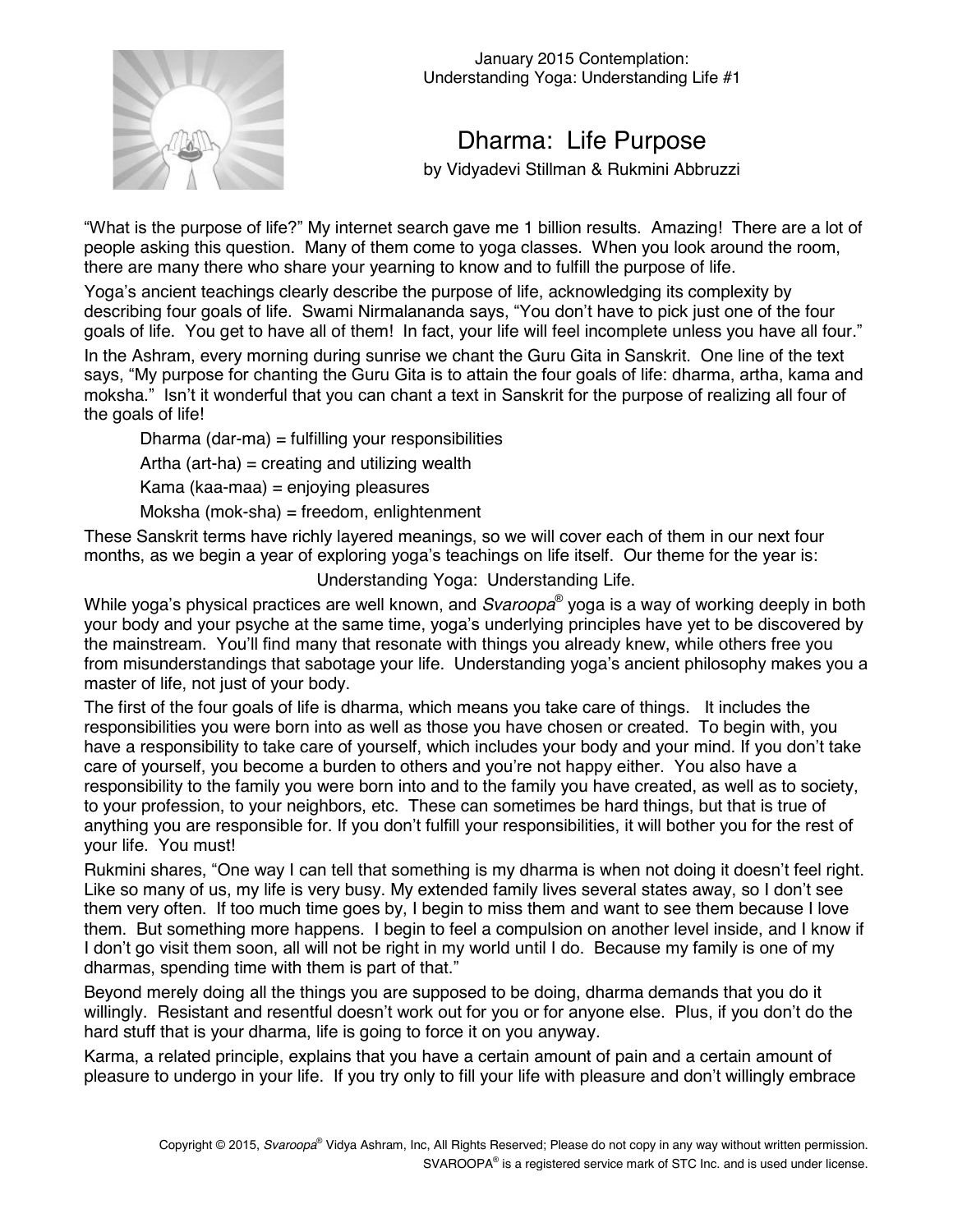January 2015 Contemplation:
Understanding Yoga: Understanding Life #1

# Dharma: Life Purpose

by Vidyadevi Stillman & Rukmini Abbruzzi

"What is the purpose of life?" My internet search gave me 1 billion results. Amazing! There are a lot of people asking this question. Many of them come to yoga classes. When you look around the room, there are many there who share your yearning to know and to fulfill the purpose of life.

Yoga's ancient teachings clearly describe the purpose of life, acknowledging its complexity by describing four goals of life. Swami Nirmalananda says, "You don't have to pick just one of the four goals of life. You get to have all of them! In fact, your life will feel incomplete unless you have all four."

In the Ashram, every morning during sunrise we chant the Guru Gita in Sanskrit. One line of the text says, "My purpose for chanting the Guru Gita is to attain the four goals of life: dharma, artha, kama and moksha." Isn't it wonderful that you can chant a text in Sanskrit for the purpose of realizing all four of the goals of life!

Dharma (dar-ma) = fulfilling your responsibilities

Artha (art-ha) = creating and utilizing wealth

Kama (kaa-maa) = enjoying pleasures

Moksha (mok-sha) = freedom, enlightenment

These Sanskrit terms have richly layered meanings, so we will cover each of them in our next four months, as we begin a year of exploring yoga's teachings on life itself. Our theme for the year is:

Understanding Yoga: Understanding Life.

While yoga's physical practices are well known, and *Svaroopa*® yoga is a way of working deeply in both your body and your psyche at the same time, yoga's underlying principles have yet to be discovered by the mainstream. You'll find many that resonate with things you already knew, while others free you from misunderstandings that sabotage your life. Understanding yoga's ancient philosophy makes you a master of life, not just of your body.

The first of the four goals of life is dharma, which means you take care of things. It includes the responsibilities you were born into as well as those you have chosen or created. To begin with, you have a responsibility to take care of yourself, which includes your body and your mind. If you don't take care of yourself, you become a burden to others and you're not happy either. You also have a responsibility to the family you were born into and to the family you have created, as well as to society, to your profession, to your neighbors, etc. These can sometimes be hard things, but that is true of anything you are responsible for. If you don't fulfill your responsibilities, it will bother you for the rest of your life. You must!

Rukmini shares, "One way I can tell that something is my dharma is when not doing it doesn't feel right. Like so many of us, my life is very busy. My extended family lives several states away, so I don't see them very often. If too much time goes by, I begin to miss them and want to see them because I love them. But something more happens. I begin to feel a compulsion on another level inside, and I know if I don't go visit them soon, all will not be right in my world until I do. Because my family is one of my dharmas, spending time with them is part of that."

Beyond merely doing all the things you are supposed to be doing, dharma demands that you do it willingly. Resistant and resentful doesn't work out for you or for anyone else. Plus, if you don't do the hard stuff that is your dharma, life is going to force it on you anyway.

Karma, a related principle, explains that you have a certain amount of pain and a certain amount of pleasure to undergo in your life. If you try only to fill your life with pleasure and don't willingly embrace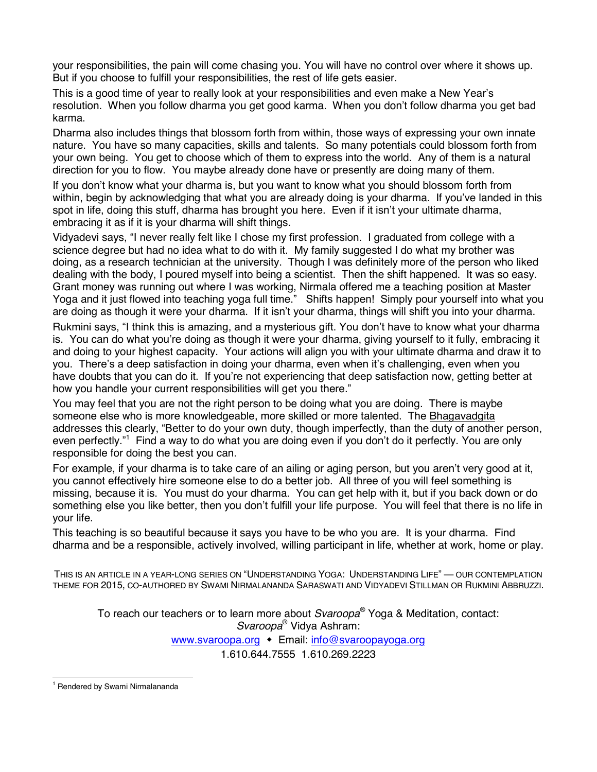your responsibilities, the pain will come chasing you. You will have no control over where it shows up. But if you choose to fulfill your responsibilities, the rest of life gets easier.

This is a good time of year to really look at your responsibilities and even make a New Year's resolution. When you follow dharma you get good karma. When you don't follow dharma you get bad karma.

Dharma also includes things that blossom forth from within, those ways of expressing your own innate nature. You have so many capacities, skills and talents. So many potentials could blossom forth from your own being. You get to choose which of them to express into the world. Any of them is a natural direction for you to flow. You maybe already done have or presently are doing many of them.

If you don't know what your dharma is, but you want to know what you should blossom forth from within, begin by acknowledging that what you are already doing is your dharma. If you've landed in this spot in life, doing this stuff, dharma has brought you here. Even if it isn't your ultimate dharma, embracing it as if it is your dharma will shift things.

Vidyadevi says, "I never really felt like I chose my first profession. I graduated from college with a science degree but had no idea what to do with it. My family suggested I do what my brother was doing, as a research technician at the university. Though I was definitely more of the person who liked dealing with the body, I poured myself into being a scientist. Then the shift happened. It was so easy. Grant money was running out where I was working, Nirmala offered me a teaching position at Master Yoga and it just flowed into teaching yoga full time." Shifts happen! Simply pour yourself into what you are doing as though it were your dharma. If it isn't your dharma, things will shift you into your dharma.

Rukmini says, "I think this is amazing, and a mysterious gift. You don't have to know what your dharma is. You can do what you're doing as though it were your dharma, giving yourself to it fully, embracing it and doing to your highest capacity. Your actions will align you with your ultimate dharma and draw it to you. There's a deep satisfaction in doing your dharma, even when it's challenging, even when you have doubts that you can do it. If you're not experiencing that deep satisfaction now, getting better at how you handle your current responsibilities will get you there."

You may feel that you are not the right person to be doing what you are doing. There is maybe someone else who is more knowledgeable, more skilled or more talented. The Bhagavadgita addresses this clearly, "Better to do your own duty, though imperfectly, than the duty of another person, even perfectly."[1] Find a way to do what you are doing even if you don't do it perfectly. You are only responsible for doing the best you can.

For example, if your dharma is to take care of an ailing or aging person, but you aren't very good at it, you cannot effectively hire someone else to do a better job. All three of you will feel something is missing, because it is. You must do your dharma. You can get help with it, but if you back down or do something else you like better, then you don't fulfill your life purpose. You will feel that there is no life in your life.

This teaching is so beautiful because it says you have to be who you are. It is your dharma. Find dharma and be a responsible, actively involved, willing participant in life, whether at work, home or play.

THIS IS AN ARTICLE IN A YEAR-LONG SERIES ON "UNDERSTANDING YOGA: UNDERSTANDING LIFE" — OUR CONTEMPLATION THEME FOR 2015, CO-AUTHORED BY SWAMI NIRMALANANDA SARASWATI AND VIDYADEVI STILLMAN OR RUKMINI ABBRUZZI.

To reach our teachers or to learn more about *Svaroopa*® Yoga & Meditation, contact:
*Svaroopa*® Vidya Ashram:
www.svaroopa.org ◆ Email: info@svaroopayoga.org
1.610.644.7555 1.610.269.2223

[1] Rendered by Swami Nirmalananda